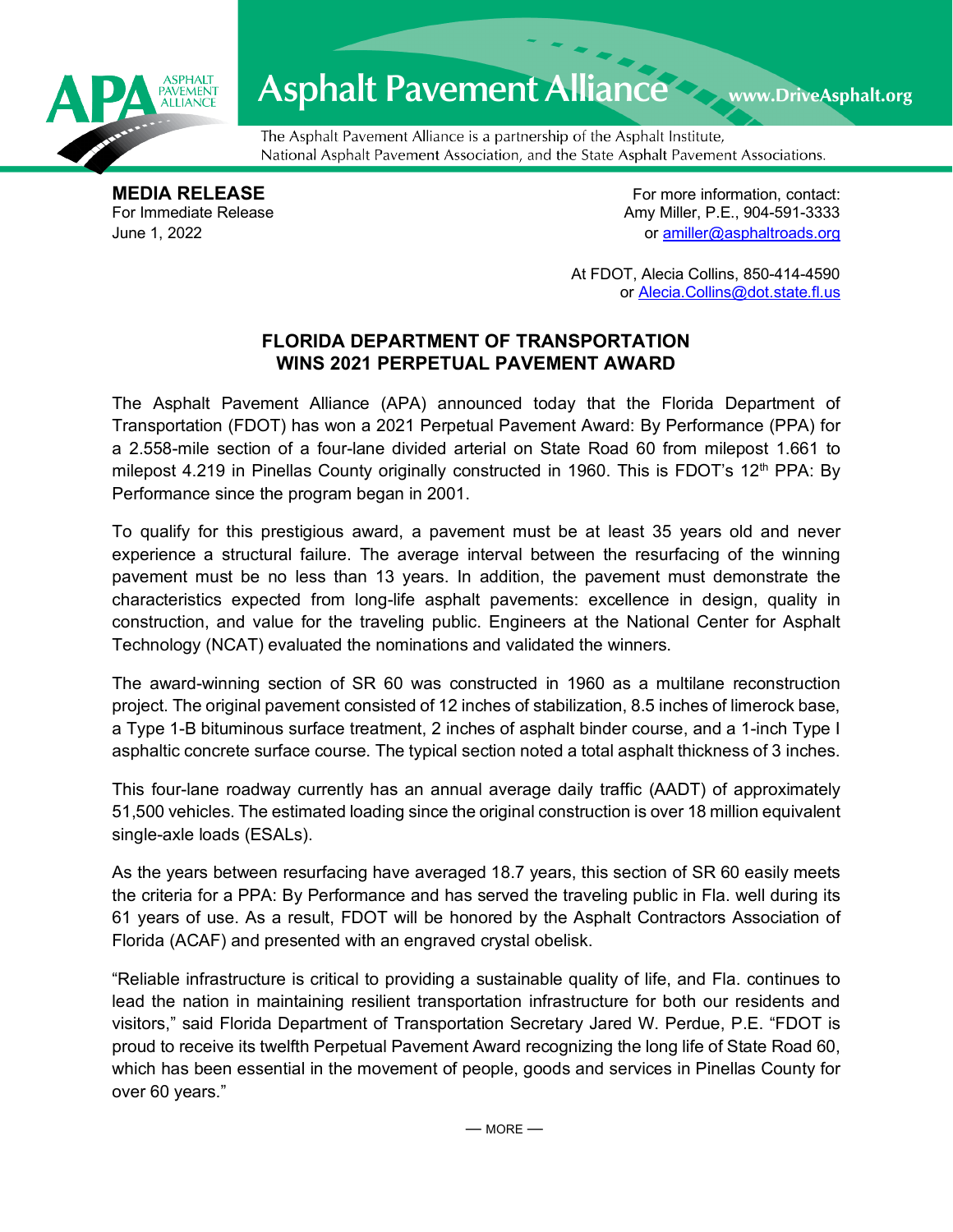Asphalt Pavement Alliance www.DriveAsphalt.org

The Asphalt Pavement Alliance is a partnership of the Asphalt Institute, National Asphalt Pavement Association, and the State Asphalt Pavement Associations.

**MEDIA RELEASE**
For Immediate Release
June 1, 2022

For more information, contact:
Amy Miller, P.E., 904-591-3333
or amiller@asphaltroads.org

At FDOT, Alecia Collins, 850-414-4590
or Alecia.Collins@dot.state.fl.us

# FLORIDA DEPARTMENT OF TRANSPORTATION WINS 2021 PERPETUAL PAVEMENT AWARD

The Asphalt Pavement Alliance (APA) announced today that the Florida Department of Transportation (FDOT) has won a 2021 Perpetual Pavement Award: By Performance (PPA) for a 2.558-mile section of a four-lane divided arterial on State Road 60 from milepost 1.661 to milepost 4.219 in Pinellas County originally constructed in 1960. This is FDOT's 12th PPA: By Performance since the program began in 2001.

To qualify for this prestigious award, a pavement must be at least 35 years old and never experience a structural failure. The average interval between the resurfacing of the winning pavement must be no less than 13 years. In addition, the pavement must demonstrate the characteristics expected from long-life asphalt pavements: excellence in design, quality in construction, and value for the traveling public. Engineers at the National Center for Asphalt Technology (NCAT) evaluated the nominations and validated the winners.

The award-winning section of SR 60 was constructed in 1960 as a multilane reconstruction project. The original pavement consisted of 12 inches of stabilization, 8.5 inches of limerock base, a Type 1-B bituminous surface treatment, 2 inches of asphalt binder course, and a 1-inch Type I asphaltic concrete surface course. The typical section noted a total asphalt thickness of 3 inches.

This four-lane roadway currently has an annual average daily traffic (AADT) of approximately 51,500 vehicles. The estimated loading since the original construction is over 18 million equivalent single-axle loads (ESALs).

As the years between resurfacing have averaged 18.7 years, this section of SR 60 easily meets the criteria for a PPA: By Performance and has served the traveling public in Fla. well during its 61 years of use. As a result, FDOT will be honored by the Asphalt Contractors Association of Florida (ACAF) and presented with an engraved crystal obelisk.

"Reliable infrastructure is critical to providing a sustainable quality of life, and Fla. continues to lead the nation in maintaining resilient transportation infrastructure for both our residents and visitors," said Florida Department of Transportation Secretary Jared W. Perdue, P.E. "FDOT is proud to receive its twelfth Perpetual Pavement Award recognizing the long life of State Road 60, which has been essential in the movement of people, goods and services in Pinellas County for over 60 years."

— MORE —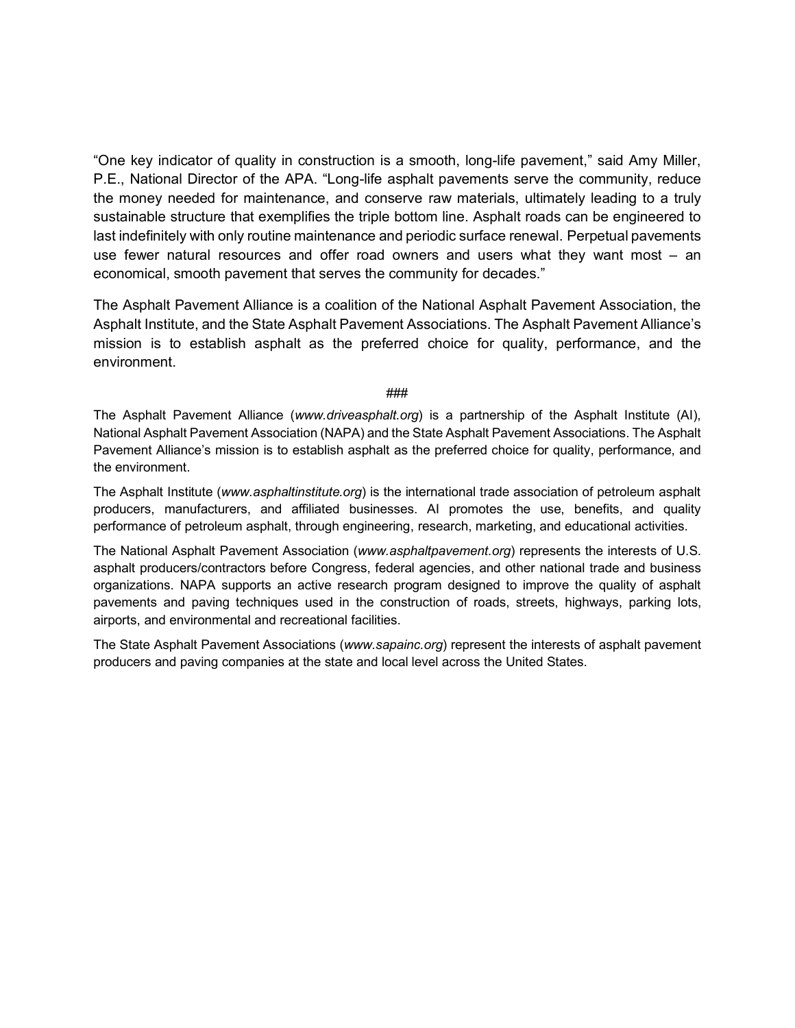"One key indicator of quality in construction is a smooth, long-life pavement," said Amy Miller, P.E., National Director of the APA. "Long-life asphalt pavements serve the community, reduce the money needed for maintenance, and conserve raw materials, ultimately leading to a truly sustainable structure that exemplifies the triple bottom line. Asphalt roads can be engineered to last indefinitely with only routine maintenance and periodic surface renewal. Perpetual pavements use fewer natural resources and offer road owners and users what they want most – an economical, smooth pavement that serves the community for decades."

The Asphalt Pavement Alliance is a coalition of the National Asphalt Pavement Association, the Asphalt Institute, and the State Asphalt Pavement Associations. The Asphalt Pavement Alliance's mission is to establish asphalt as the preferred choice for quality, performance, and the environment.

###

The Asphalt Pavement Alliance (*www.driveasphalt.org*) is a partnership of the Asphalt Institute (AI), National Asphalt Pavement Association (NAPA) and the State Asphalt Pavement Associations. The Asphalt Pavement Alliance's mission is to establish asphalt as the preferred choice for quality, performance, and the environment.

The Asphalt Institute (*www.asphaltinstitute.org*) is the international trade association of petroleum asphalt producers, manufacturers, and affiliated businesses. AI promotes the use, benefits, and quality performance of petroleum asphalt, through engineering, research, marketing, and educational activities.

The National Asphalt Pavement Association (*www.asphaltpavement.org*) represents the interests of U.S. asphalt producers/contractors before Congress, federal agencies, and other national trade and business organizations. NAPA supports an active research program designed to improve the quality of asphalt pavements and paving techniques used in the construction of roads, streets, highways, parking lots, airports, and environmental and recreational facilities.

The State Asphalt Pavement Associations (*www.sapainc.org*) represent the interests of asphalt pavement producers and paving companies at the state and local level across the United States.